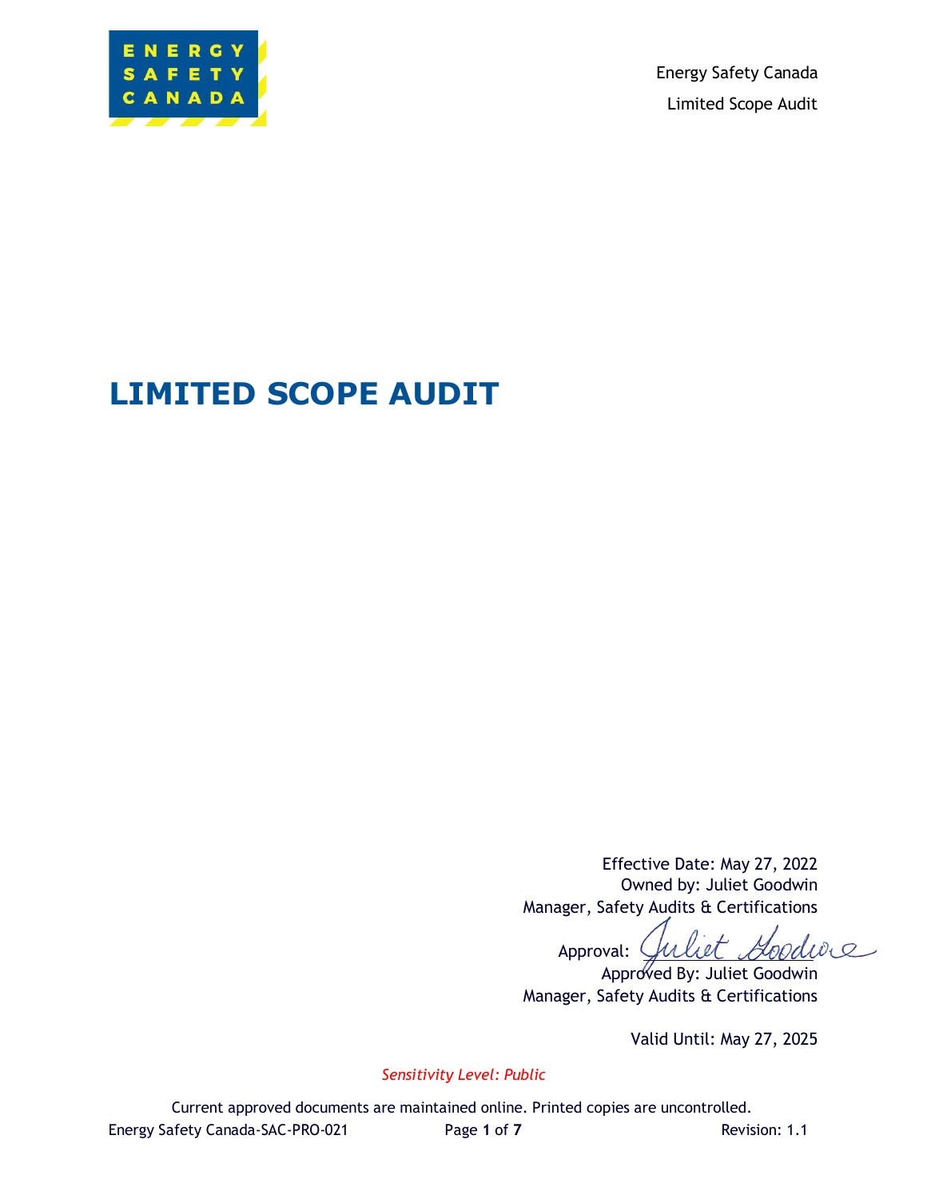# LIMITED SCOPE AUDIT

Effective Date: May 27, 2022
Owned by: Juliet Goodwin
Manager, Safety Audits & Certifications

Approval: Juliet Goodwin
Approved By: Juliet Goodwin
Manager, Safety Audits & Certifications

Valid Until: May 27, 2025

*Sensitivity Level: Public*

Current approved documents are maintained online. Printed copies are uncontrolled.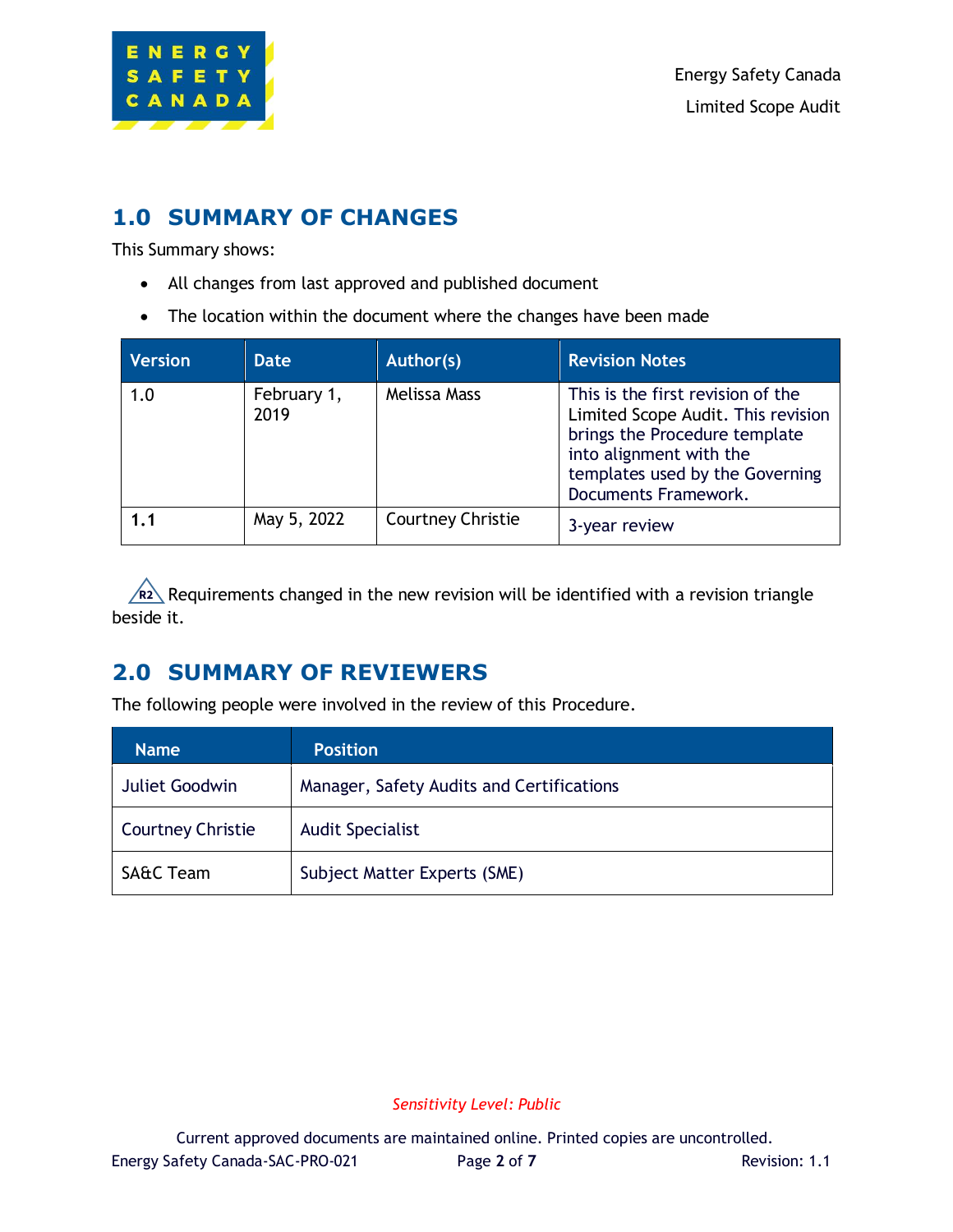## 1.0 SUMMARY OF CHANGES

This Summary shows:

- All changes from last approved and published document
- The location within the document where the changes have been made

| Version | Date | Author(s) | Revision Notes |
|---|---|---|---|
| 1.0 | February 1, 2019 | Melissa Mass | This is the first revision of the Limited Scope Audit. This revision brings the Procedure template into alignment with the templates used by the Governing Documents Framework. |
| **1.1** | May 5, 2022 | Courtney Christie | 3-year review |

R2 Requirements changed in the new revision will be identified with a revision triangle beside it.

## 2.0 SUMMARY OF REVIEWERS

The following people were involved in the review of this Procedure.

| Name | Position |
|---|---|
| Juliet Goodwin | Manager, Safety Audits and Certifications |
| Courtney Christie | Audit Specialist |
| SA&C Team | Subject Matter Experts (SME) |

*Sensitivity Level: Public*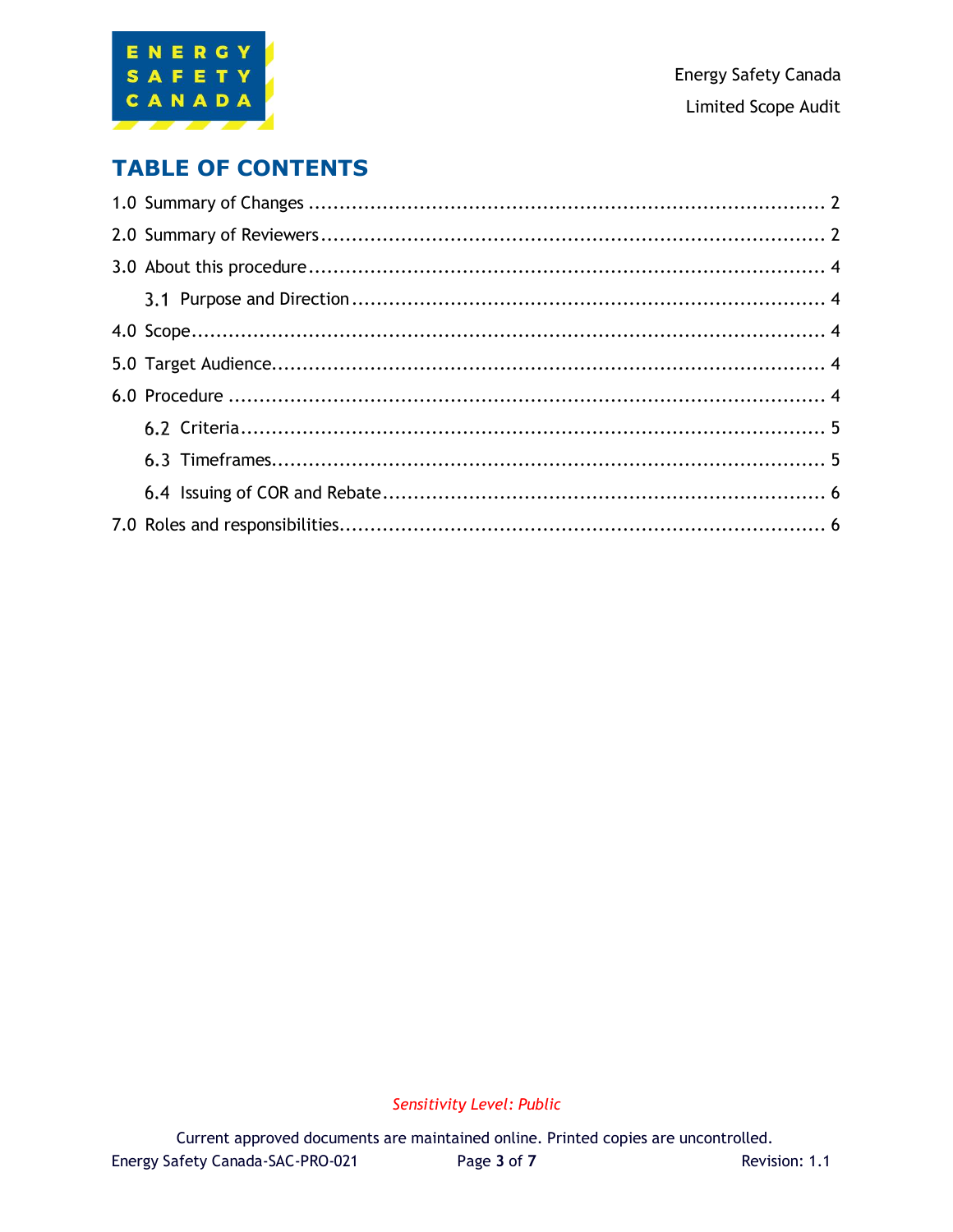# TABLE OF CONTENTS

1.0 Summary of Changes ........................................................................................ 2

2.0 Summary of Reviewers ...................................................................................... 2

3.0 About this procedure ........................................................................................ 4

- 3.1 Purpose and Direction ................................................................................ 4

4.0 Scope ............................................................................................................... 4

5.0 Target Audience ................................................................................................ 4

6.0 Procedure ......................................................................................................... 4

- 6.2 Criteria ......................................................................................................... 5
- 6.3 Timeframes ................................................................................................... 5
- 6.4 Issuing of COR and Rebate ............................................................................ 6

7.0 Roles and responsibilities ................................................................................... 6

*Sensitivity Level: Public*

Current approved documents are maintained online. Printed copies are uncontrolled.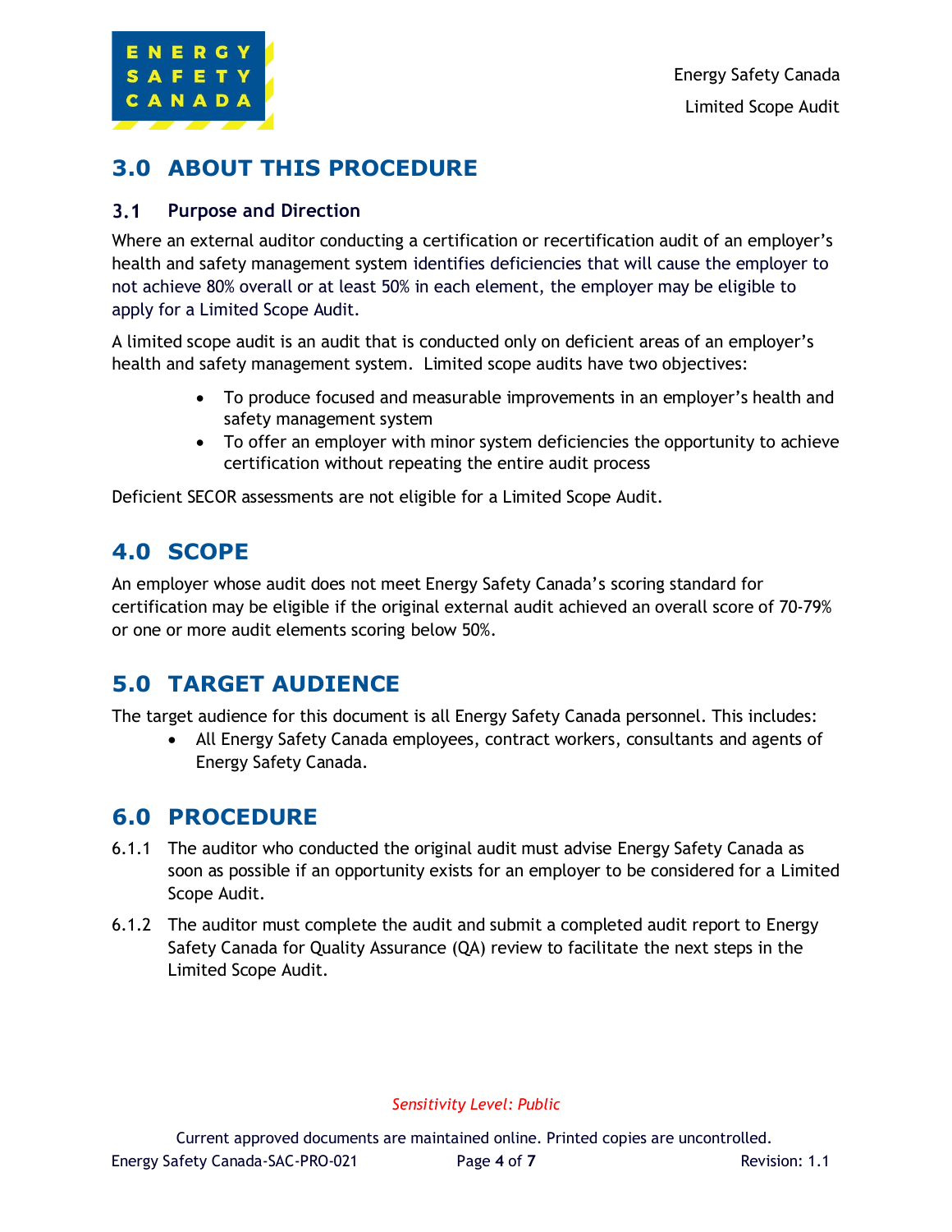## 3.0 ABOUT THIS PROCEDURE

### 3.1 Purpose and Direction

Where an external auditor conducting a certification or recertification audit of an employer's health and safety management system identifies deficiencies that will cause the employer to not achieve 80% overall or at least 50% in each element, the employer may be eligible to apply for a Limited Scope Audit.

A limited scope audit is an audit that is conducted only on deficient areas of an employer's health and safety management system. Limited scope audits have two objectives:

- To produce focused and measurable improvements in an employer's health and safety management system
- To offer an employer with minor system deficiencies the opportunity to achieve certification without repeating the entire audit process

Deficient SECOR assessments are not eligible for a Limited Scope Audit.

## 4.0 SCOPE

An employer whose audit does not meet Energy Safety Canada's scoring standard for certification may be eligible if the original external audit achieved an overall score of 70-79% or one or more audit elements scoring below 50%.

## 5.0 TARGET AUDIENCE

The target audience for this document is all Energy Safety Canada personnel. This includes:

- All Energy Safety Canada employees, contract workers, consultants and agents of Energy Safety Canada.

## 6.0 PROCEDURE

6.1.1 The auditor who conducted the original audit must advise Energy Safety Canada as soon as possible if an opportunity exists for an employer to be considered for a Limited Scope Audit.

6.1.2 The auditor must complete the audit and submit a completed audit report to Energy Safety Canada for Quality Assurance (QA) review to facilitate the next steps in the Limited Scope Audit.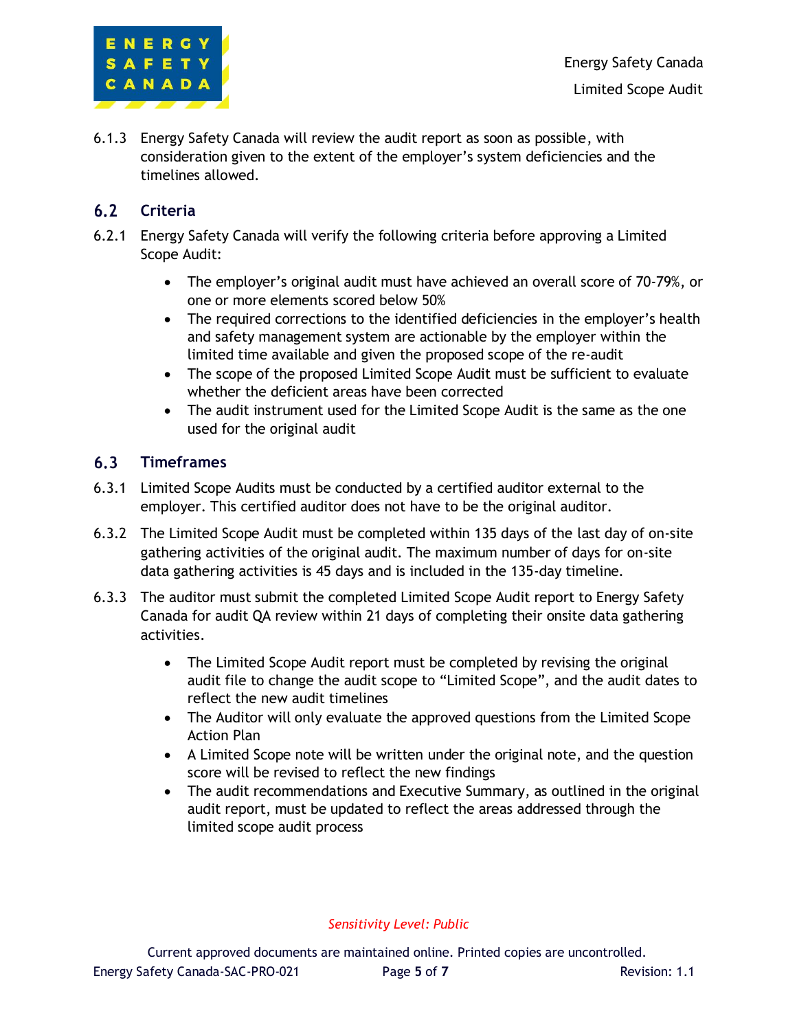6.1.3 Energy Safety Canada will review the audit report as soon as possible, with consideration given to the extent of the employer's system deficiencies and the timelines allowed.

## 6.2 Criteria

6.2.1 Energy Safety Canada will verify the following criteria before approving a Limited Scope Audit:

- The employer's original audit must have achieved an overall score of 70-79%, or one or more elements scored below 50%
- The required corrections to the identified deficiencies in the employer's health and safety management system are actionable by the employer within the limited time available and given the proposed scope of the re-audit
- The scope of the proposed Limited Scope Audit must be sufficient to evaluate whether the deficient areas have been corrected
- The audit instrument used for the Limited Scope Audit is the same as the one used for the original audit

## 6.3 Timeframes

6.3.1 Limited Scope Audits must be conducted by a certified auditor external to the employer. This certified auditor does not have to be the original auditor.

6.3.2 The Limited Scope Audit must be completed within 135 days of the last day of on-site gathering activities of the original audit. The maximum number of days for on-site data gathering activities is 45 days and is included in the 135-day timeline.

6.3.3 The auditor must submit the completed Limited Scope Audit report to Energy Safety Canada for audit QA review within 21 days of completing their onsite data gathering activities.

- The Limited Scope Audit report must be completed by revising the original audit file to change the audit scope to "Limited Scope", and the audit dates to reflect the new audit timelines
- The Auditor will only evaluate the approved questions from the Limited Scope Action Plan
- A Limited Scope note will be written under the original note, and the question score will be revised to reflect the new findings
- The audit recommendations and Executive Summary, as outlined in the original audit report, must be updated to reflect the areas addressed through the limited scope audit process

*Sensitivity Level: Public*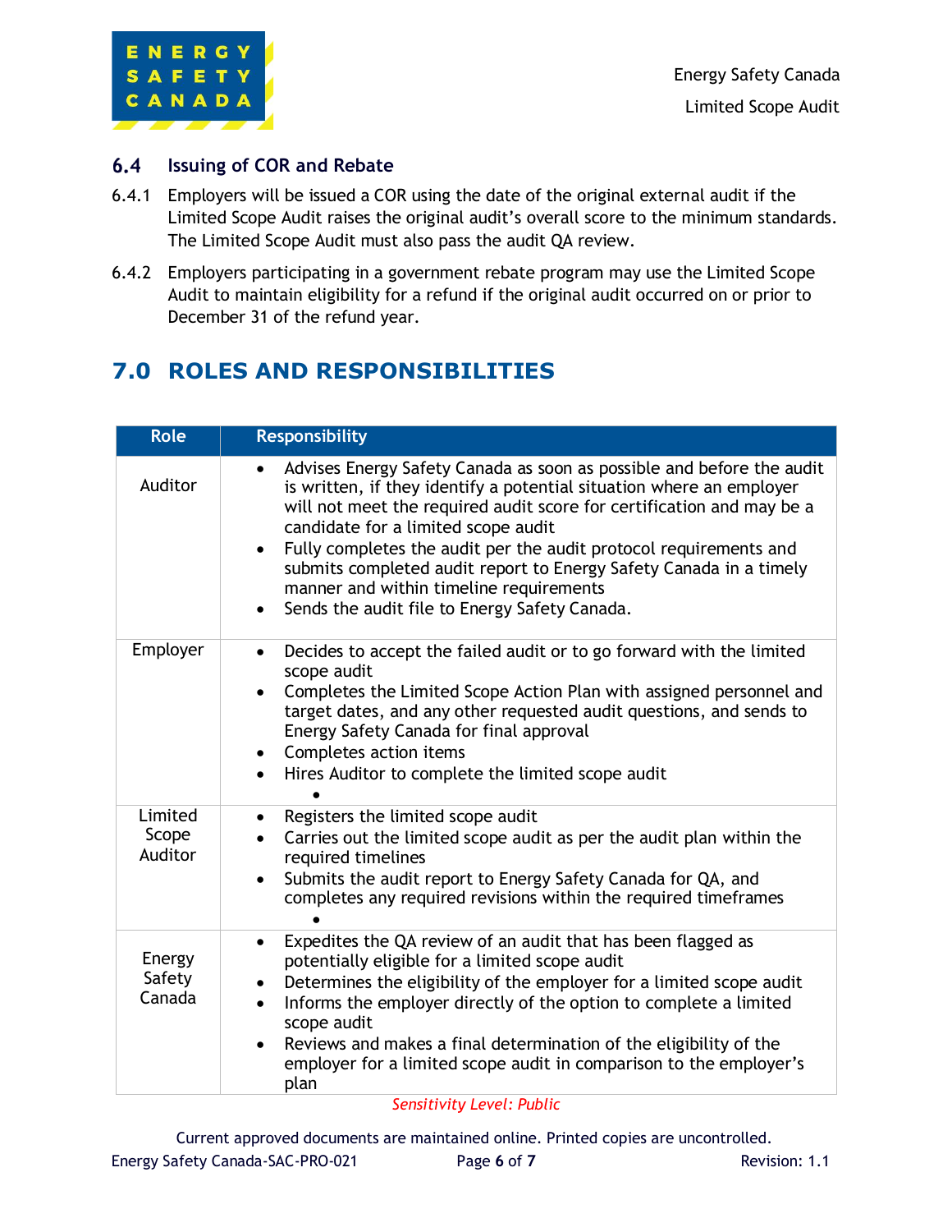### 6.4 Issuing of COR and Rebate

6.4.1 Employers will be issued a COR using the date of the original external audit if the Limited Scope Audit raises the original audit's overall score to the minimum standards. The Limited Scope Audit must also pass the audit QA review.

6.4.2 Employers participating in a government rebate program may use the Limited Scope Audit to maintain eligibility for a refund if the original audit occurred on or prior to December 31 of the refund year.

# 7.0 ROLES AND RESPONSIBILITIES

| Role | Responsibility |
|---|---|
| Auditor | • Advises Energy Safety Canada as soon as possible and before the audit is written, if they identify a potential situation where an employer will not meet the required audit score for certification and may be a candidate for a limited scope audit<br>• Fully completes the audit per the audit protocol requirements and submits completed audit report to Energy Safety Canada in a timely manner and within timeline requirements<br>• Sends the audit file to Energy Safety Canada. |
| Employer | • Decides to accept the failed audit or to go forward with the limited scope audit<br>• Completes the Limited Scope Action Plan with assigned personnel and target dates, and any other requested audit questions, and sends to Energy Safety Canada for final approval<br>• Completes action items<br>• Hires Auditor to complete the limited scope audit |
| Limited Scope Auditor | • Registers the limited scope audit<br>• Carries out the limited scope audit as per the audit plan within the required timelines<br>• Submits the audit report to Energy Safety Canada for QA, and completes any required revisions within the required timeframes |
| Energy Safety Canada | • Expedites the QA review of an audit that has been flagged as potentially eligible for a limited scope audit<br>• Determines the eligibility of the employer for a limited scope audit<br>• Informs the employer directly of the option to complete a limited scope audit<br>• Reviews and makes a final determination of the eligibility of the employer for a limited scope audit in comparison to the employer's plan |

*Sensitivity Level: Public*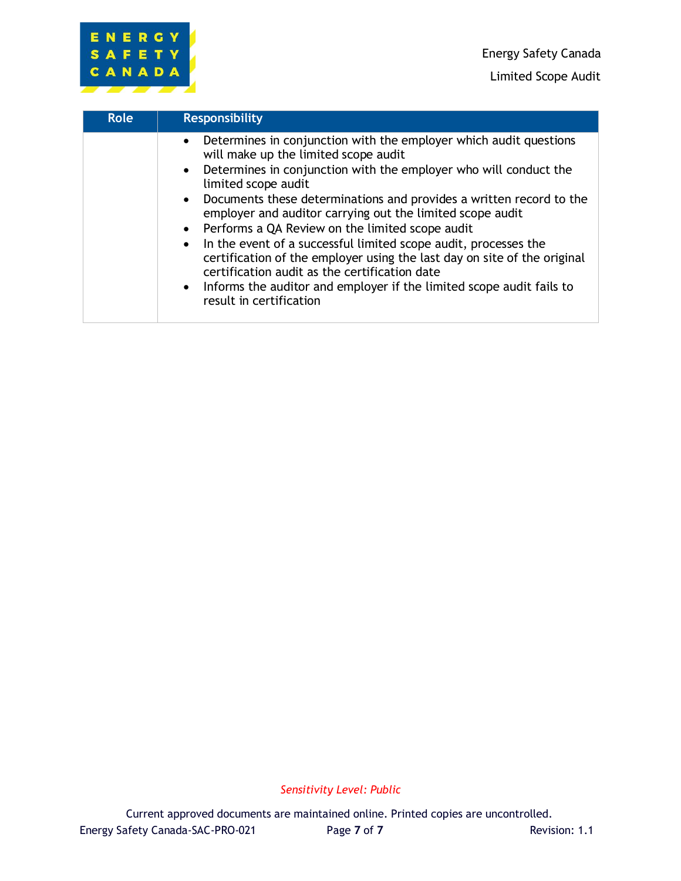| Role | Responsibility |
|---|---|
| | • Determines in conjunction with the employer which audit questions will make up the limited scope audit<br>• Determines in conjunction with the employer who will conduct the limited scope audit<br>• Documents these determinations and provides a written record to the employer and auditor carrying out the limited scope audit<br>• Performs a QA Review on the limited scope audit<br>• In the event of a successful limited scope audit, processes the certification of the employer using the last day on site of the original certification audit as the certification date<br>• Informs the auditor and employer if the limited scope audit fails to result in certification |

*Sensitivity Level: Public*

Current approved documents are maintained online. Printed copies are uncontrolled.

Energy Safety Canada-SAC-PRO-021 Revision: 1.1